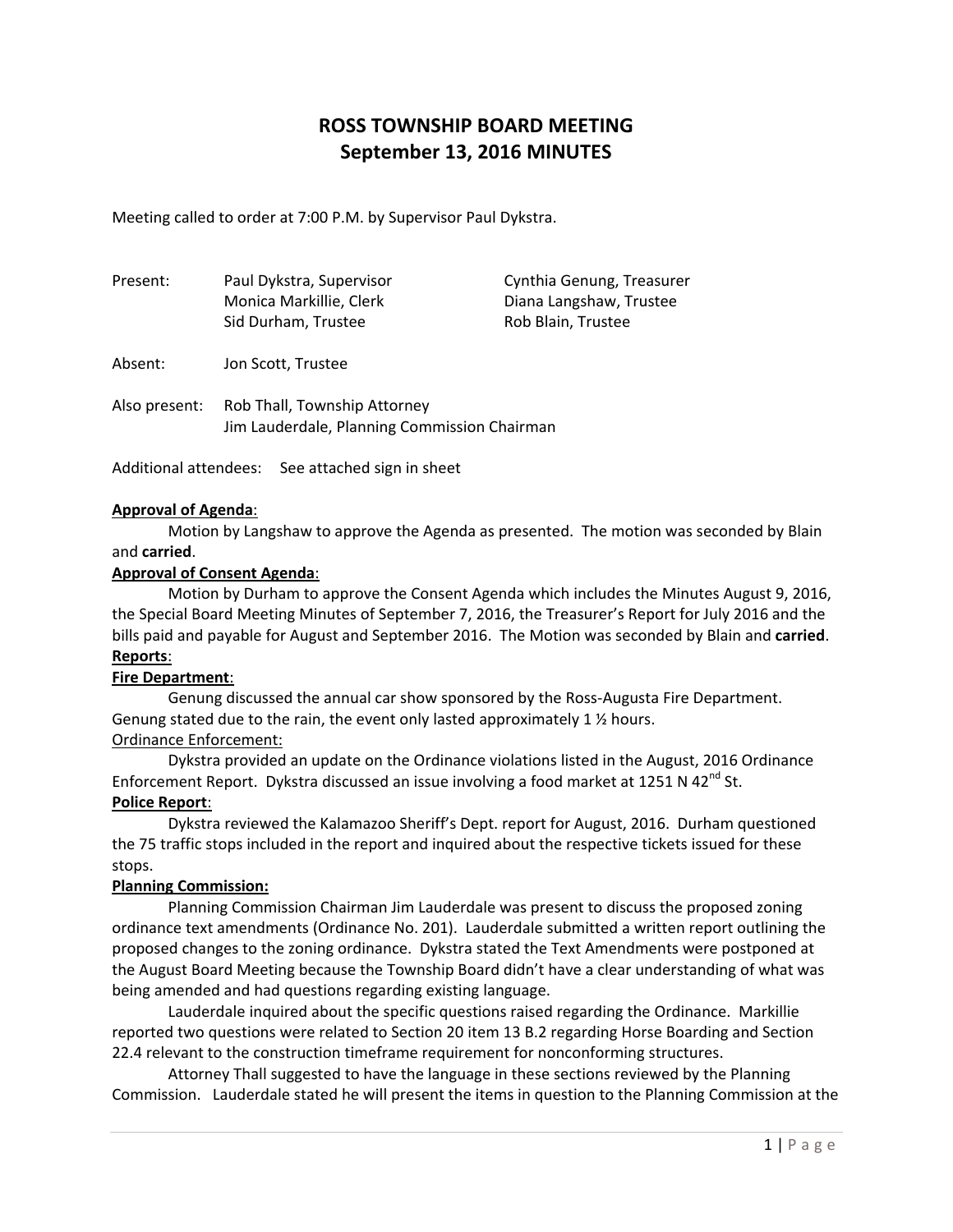# ROSS TOWNSHIP BOARD MEETING
# September 13, 2016 MINUTES

Meeting called to order at 7:00 P.M. by Supervisor Paul Dykstra.

| | | |
|---|---|---|
| Present: | Paul Dykstra, Supervisor | Cynthia Genung, Treasurer |
| | Monica Markillie, Clerk | Diana Langshaw, Trustee |
| | Sid Durham, Trustee | Rob Blain, Trustee |

Absent: Jon Scott, Trustee

Also present: Rob Thall, Township Attorney
Jim Lauderdale, Planning Commission Chairman

Additional attendees: See attached sign in sheet

**Approval of Agenda**:

Motion by Langshaw to approve the Agenda as presented. The motion was seconded by Blain and **carried**.

**Approval of Consent Agenda**:

Motion by Durham to approve the Consent Agenda which includes the Minutes August 9, 2016, the Special Board Meeting Minutes of September 7, 2016, the Treasurer's Report for July 2016 and the bills paid and payable for August and September 2016. The Motion was seconded by Blain and **carried**.

**Reports**:

**Fire Department**:

Genung discussed the annual car show sponsored by the Ross-Augusta Fire Department. Genung stated due to the rain, the event only lasted approximately 1 ½ hours.

Ordinance Enforcement:

Dykstra provided an update on the Ordinance violations listed in the August, 2016 Ordinance Enforcement Report. Dykstra discussed an issue involving a food market at 1251 N 42nd St.

**Police Report**:

Dykstra reviewed the Kalamazoo Sheriff's Dept. report for August, 2016. Durham questioned the 75 traffic stops included in the report and inquired about the respective tickets issued for these stops.

**Planning Commission:**

Planning Commission Chairman Jim Lauderdale was present to discuss the proposed zoning ordinance text amendments (Ordinance No. 201). Lauderdale submitted a written report outlining the proposed changes to the zoning ordinance. Dykstra stated the Text Amendments were postponed at the August Board Meeting because the Township Board didn't have a clear understanding of what was being amended and had questions regarding existing language.

Lauderdale inquired about the specific questions raised regarding the Ordinance. Markillie reported two questions were related to Section 20 item 13 B.2 regarding Horse Boarding and Section 22.4 relevant to the construction timeframe requirement for nonconforming structures.

Attorney Thall suggested to have the language in these sections reviewed by the Planning Commission. Lauderdale stated he will present the items in question to the Planning Commission at the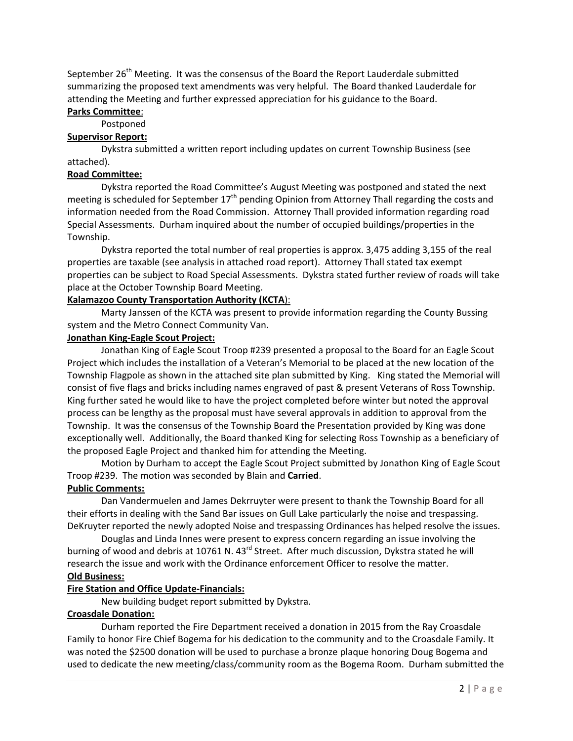September 26th Meeting. It was the consensus of the Board the Report Lauderdale submitted summarizing the proposed text amendments was very helpful. The Board thanked Lauderdale for attending the Meeting and further expressed appreciation for his guidance to the Board.

**Parks Committee**:

Postponed

**Supervisor Report:**

Dykstra submitted a written report including updates on current Township Business (see attached).

**Road Committee:**

Dykstra reported the Road Committee's August Meeting was postponed and stated the next meeting is scheduled for September 17th pending Opinion from Attorney Thall regarding the costs and information needed from the Road Commission. Attorney Thall provided information regarding road Special Assessments. Durham inquired about the number of occupied buildings/properties in the Township.

Dykstra reported the total number of real properties is approx. 3,475 adding 3,155 of the real properties are taxable (see analysis in attached road report). Attorney Thall stated tax exempt properties can be subject to Road Special Assessments. Dykstra stated further review of roads will take place at the October Township Board Meeting.

**Kalamazoo County Transportation Authority (KCTA)**:

Marty Janssen of the KCTA was present to provide information regarding the County Bussing system and the Metro Connect Community Van.

**Jonathan King-Eagle Scout Project:**

Jonathan King of Eagle Scout Troop #239 presented a proposal to the Board for an Eagle Scout Project which includes the installation of a Veteran's Memorial to be placed at the new location of the Township Flagpole as shown in the attached site plan submitted by King. King stated the Memorial will consist of five flags and bricks including names engraved of past & present Veterans of Ross Township. King further sated he would like to have the project completed before winter but noted the approval process can be lengthy as the proposal must have several approvals in addition to approval from the Township. It was the consensus of the Township Board the Presentation provided by King was done exceptionally well. Additionally, the Board thanked King for selecting Ross Township as a beneficiary of the proposed Eagle Project and thanked him for attending the Meeting.

Motion by Durham to accept the Eagle Scout Project submitted by Jonathon King of Eagle Scout Troop #239. The motion was seconded by Blain and **Carried**.

**Public Comments:**

Dan Vandermuelen and James Dekrruyter were present to thank the Township Board for all their efforts in dealing with the Sand Bar issues on Gull Lake particularly the noise and trespassing. DeKruyter reported the newly adopted Noise and trespassing Ordinances has helped resolve the issues.

Douglas and Linda Innes were present to express concern regarding an issue involving the burning of wood and debris at 10761 N. 43rd Street. After much discussion, Dykstra stated he will research the issue and work with the Ordinance enforcement Officer to resolve the matter.

**Old Business:**

**Fire Station and Office Update-Financials:**

New building budget report submitted by Dykstra.

**Croasdale Donation:**

Durham reported the Fire Department received a donation in 2015 from the Ray Croasdale Family to honor Fire Chief Bogema for his dedication to the community and to the Croasdale Family. It was noted the $2500 donation will be used to purchase a bronze plaque honoring Doug Bogema and used to dedicate the new meeting/class/community room as the Bogema Room. Durham submitted the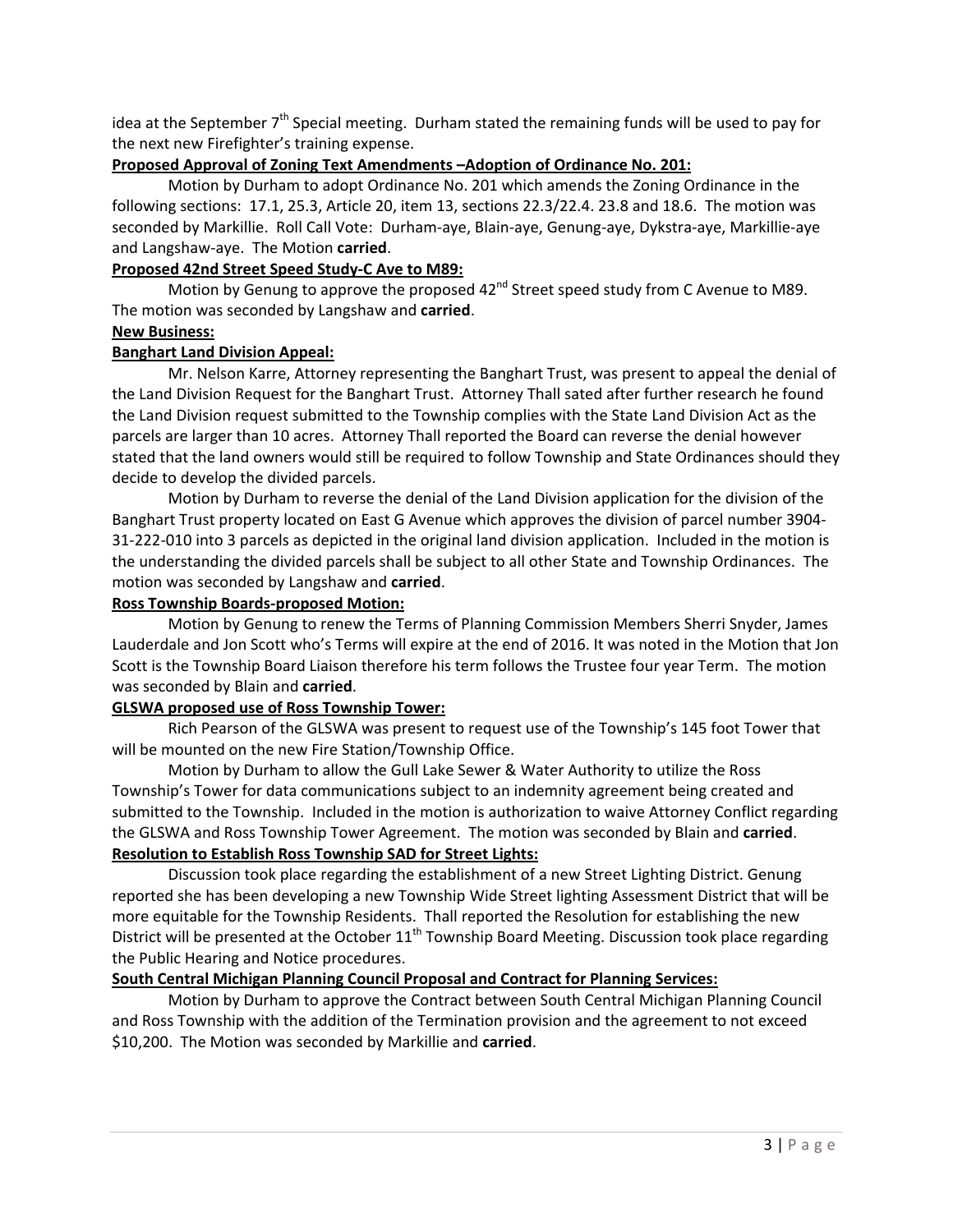idea at the September 7th Special meeting. Durham stated the remaining funds will be used to pay for the next new Firefighter's training expense.

**Proposed Approval of Zoning Text Amendments –Adoption of Ordinance No. 201:**

Motion by Durham to adopt Ordinance No. 201 which amends the Zoning Ordinance in the following sections: 17.1, 25.3, Article 20, item 13, sections 22.3/22.4. 23.8 and 18.6. The motion was seconded by Markillie. Roll Call Vote: Durham-aye, Blain-aye, Genung-aye, Dykstra-aye, Markillie-aye and Langshaw-aye. The Motion **carried**.

**Proposed 42nd Street Speed Study-C Ave to M89:**

Motion by Genung to approve the proposed 42nd Street speed study from C Avenue to M89. The motion was seconded by Langshaw and **carried**.

**New Business:**

**Banghart Land Division Appeal:**

Mr. Nelson Karre, Attorney representing the Banghart Trust, was present to appeal the denial of the Land Division Request for the Banghart Trust. Attorney Thall sated after further research he found the Land Division request submitted to the Township complies with the State Land Division Act as the parcels are larger than 10 acres. Attorney Thall reported the Board can reverse the denial however stated that the land owners would still be required to follow Township and State Ordinances should they decide to develop the divided parcels.

Motion by Durham to reverse the denial of the Land Division application for the division of the Banghart Trust property located on East G Avenue which approves the division of parcel number 3904-31-222-010 into 3 parcels as depicted in the original land division application. Included in the motion is the understanding the divided parcels shall be subject to all other State and Township Ordinances. The motion was seconded by Langshaw and **carried**.

**Ross Township Boards-proposed Motion:**

Motion by Genung to renew the Terms of Planning Commission Members Sherri Snyder, James Lauderdale and Jon Scott who's Terms will expire at the end of 2016. It was noted in the Motion that Jon Scott is the Township Board Liaison therefore his term follows the Trustee four year Term. The motion was seconded by Blain and **carried**.

**GLSWA proposed use of Ross Township Tower:**

Rich Pearson of the GLSWA was present to request use of the Township's 145 foot Tower that will be mounted on the new Fire Station/Township Office.

Motion by Durham to allow the Gull Lake Sewer & Water Authority to utilize the Ross Township's Tower for data communications subject to an indemnity agreement being created and submitted to the Township. Included in the motion is authorization to waive Attorney Conflict regarding the GLSWA and Ross Township Tower Agreement. The motion was seconded by Blain and **carried**.

**Resolution to Establish Ross Township SAD for Street Lights:**

Discussion took place regarding the establishment of a new Street Lighting District. Genung reported she has been developing a new Township Wide Street lighting Assessment District that will be more equitable for the Township Residents. Thall reported the Resolution for establishing the new District will be presented at the October 11th Township Board Meeting. Discussion took place regarding the Public Hearing and Notice procedures.

**South Central Michigan Planning Council Proposal and Contract for Planning Services:**

Motion by Durham to approve the Contract between South Central Michigan Planning Council and Ross Township with the addition of the Termination provision and the agreement to not exceed $10,200. The Motion was seconded by Markillie and **carried**.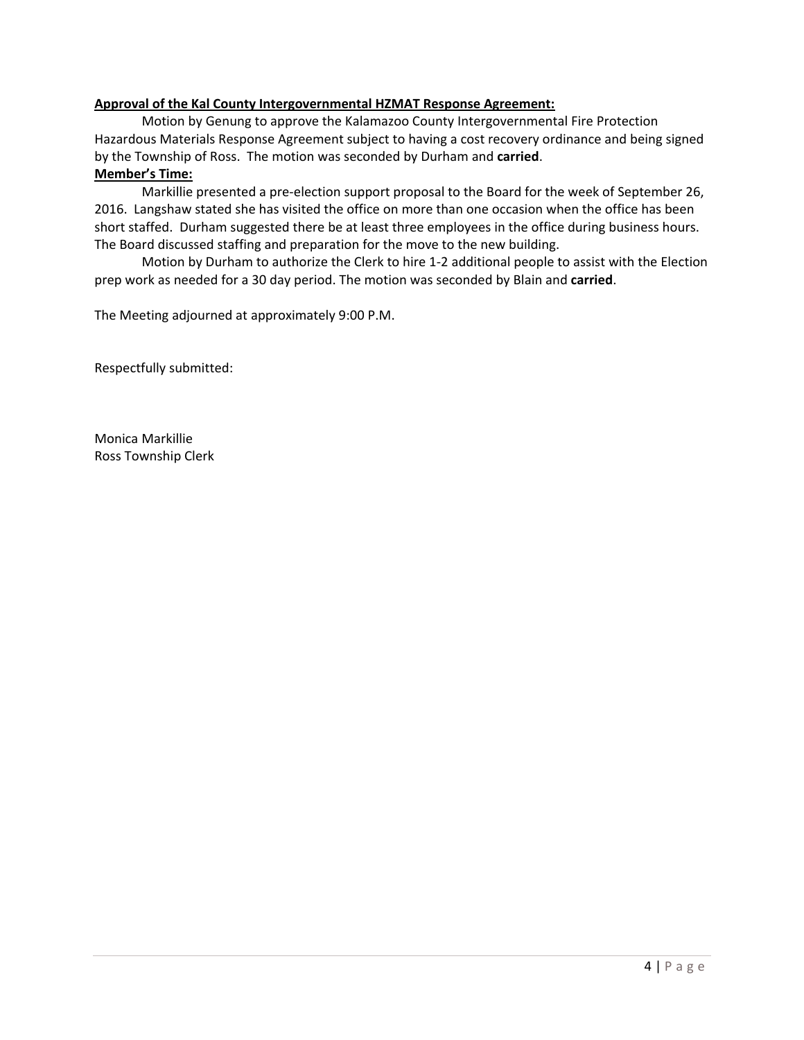**Approval of the Kal County Intergovernmental HZMAT Response Agreement:**

Motion by Genung to approve the Kalamazoo County Intergovernmental Fire Protection Hazardous Materials Response Agreement subject to having a cost recovery ordinance and being signed by the Township of Ross. The motion was seconded by Durham and **carried**.

**Member's Time:**

Markillie presented a pre-election support proposal to the Board for the week of September 26, 2016. Langshaw stated she has visited the office on more than one occasion when the office has been short staffed. Durham suggested there be at least three employees in the office during business hours. The Board discussed staffing and preparation for the move to the new building.

Motion by Durham to authorize the Clerk to hire 1-2 additional people to assist with the Election prep work as needed for a 30 day period. The motion was seconded by Blain and **carried**.

The Meeting adjourned at approximately 9:00 P.M.

Respectfully submitted:

Monica Markillie
Ross Township Clerk